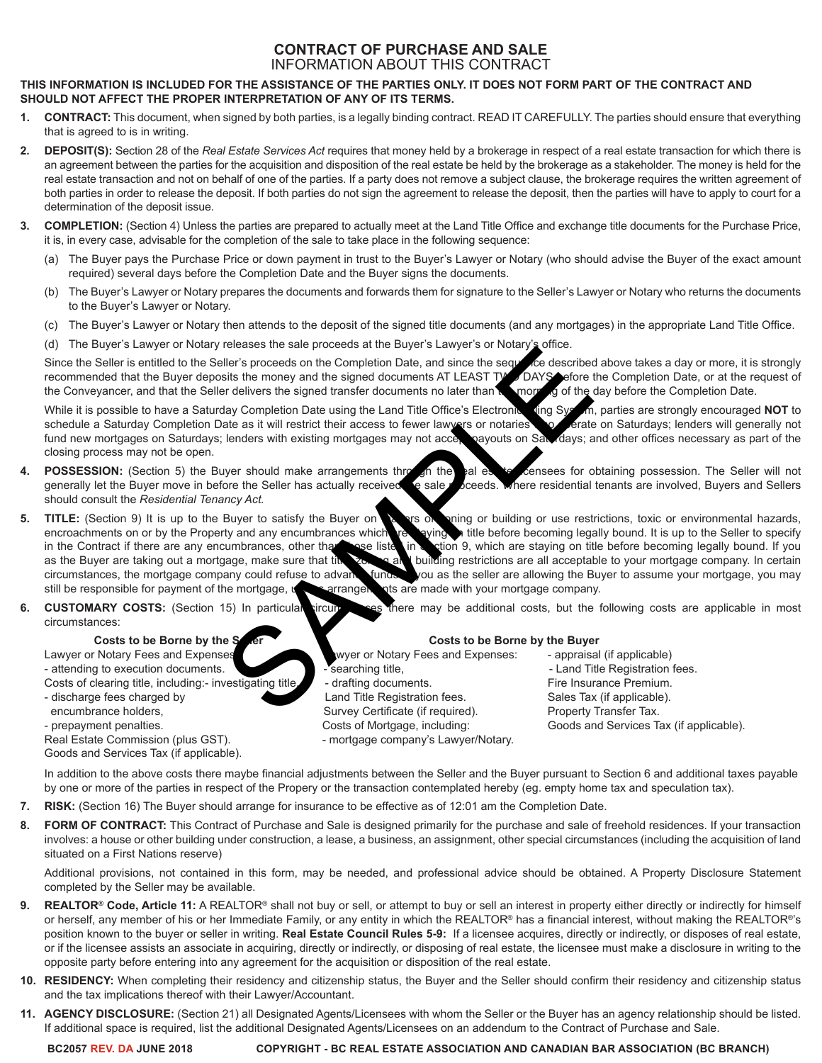# CONTRACT OF PURCHASE AND SALE

## INFORMATION ABOUT THIS CONTRACT

**THIS INFORMATION IS INCLUDED FOR THE ASSISTANCE OF THE PARTIES ONLY. IT DOES NOT FORM PART OF THE CONTRACT AND SHOULD NOT AFFECT THE PROPER INTERPRETATION OF ANY OF ITS TERMS.**

1. **CONTRACT:** This document, when signed by both parties, is a legally binding contract. READ IT CAREFULLY. The parties should ensure that everything that is agreed to is in writing.

2. **DEPOSIT(S):** Section 28 of the *Real Estate Services Act* requires that money held by a brokerage in respect of a real estate transaction for which there is an agreement between the parties for the acquisition and disposition of the real estate be held by the brokerage as a stakeholder. The money is held for the real estate transaction and not on behalf of one of the parties. If a party does not remove a subject clause, the brokerage requires the written agreement of both parties in order to release the deposit. If both parties do not sign the agreement to release the deposit, then the parties will have to apply to court for a determination of the deposit issue.

3. **COMPLETION:** (Section 4) Unless the parties are prepared to actually meet at the Land Title Office and exchange title documents for the Purchase Price, it is, in every case, advisable for the completion of the sale to take place in the following sequence:

   (a) The Buyer pays the Purchase Price or down payment in trust to the Buyer's Lawyer or Notary (who should advise the Buyer of the exact amount required) several days before the Completion Date and the Buyer signs the documents.

   (b) The Buyer's Lawyer or Notary prepares the documents and forwards them for signature to the Seller's Lawyer or Notary who returns the documents to the Buyer's Lawyer or Notary.

   (c) The Buyer's Lawyer or Notary then attends to the deposit of the signed title documents (and any mortgages) in the appropriate Land Title Office.

   (d) The Buyer's Lawyer or Notary releases the sale proceeds at the Buyer's Lawyer or Notary's office.

   Since the Seller is entitled to the Seller's proceeds on the Completion Date, and since the sequence described above takes a day or more, it is strongly recommended that the Buyer deposits the money and the signed documents AT LEAST TWO DAYS before the Completion Date, or at the request of the Conveyancer, and that the Seller delivers the signed transfer documents no later than the morning of the day before the Completion Date.

   While it is possible to have a Saturday Completion Date using the Land Title Office's Electronic Filing System, parties are strongly encouraged **NOT** to schedule a Saturday Completion Date as it will restrict their access to fewer lawyers or notaries who operate on Saturdays; lenders will generally not fund new mortgages on Saturdays; lenders with existing mortgages may not accept payouts on Saturdays; and other offices necessary as part of the closing process may not be open.

4. **POSSESSION:** (Section 5) the Buyer should make arrangements through the real estate licensees for obtaining possession. The Seller will not generally let the Buyer move in before the Seller has actually received the sale proceeds. Where residential tenants are involved, Buyers and Sellers should consult the *Residential Tenancy Act*.

5. **TITLE:** (Section 9) It is up to the Buyer to satisfy the Buyer on matters of zoning or building or use restrictions, toxic or environmental hazards, encroachments on or by the Property and any encumbrances which are staying on title before becoming legally bound. It is up to the Seller to specify in the Contract if there are any encumbrances, other than those listed in Section 9, which are staying on title before becoming legally bound. If you as the Buyer are taking out a mortgage, make sure that title, zoning and building restrictions are all acceptable to your mortgage company. In certain circumstances, the mortgage company could refuse to advance funds. If you as the seller are allowing the Buyer to assume your mortgage, you may still be responsible for payment of the mortgage, unless arrangements are made with your mortgage company.

6. **CUSTOMARY COSTS:** (Section 15) In particular circumstances there may be additional costs, but the following costs are applicable in most circumstances:

| Costs to be Borne by the Seller | Costs to be Borne by the Buyer | |
|---|---|---|
| Lawyer or Notary Fees and Expenses: | Lawyer or Notary Fees and Expenses: | - appraisal (if applicable) |
| - attending to execution documents. | - searching title, | - Land Title Registration fees. |
| Costs of clearing title, including:- investigating title, | - drafting documents. | Fire Insurance Premium. |
| - discharge fees charged by encumbrance holders, | Land Title Registration fees. | Sales Tax (if applicable). |
| - prepayment penalties. | Survey Certificate (if required). | Property Transfer Tax. |
| Real Estate Commission (plus GST). | Costs of Mortgage, including: | Goods and Services Tax (if applicable). |
| Goods and Services Tax (if applicable). | - mortgage company's Lawyer/Notary. | |

   In addition to the above costs there maybe financial adjustments between the Seller and the Buyer pursuant to Section 6 and additional taxes payable by one or more of the parties in respect of the Propery or the transaction contemplated hereby (eg. empty home tax and speculation tax).

7. **RISK:** (Section 16) The Buyer should arrange for insurance to be effective as of 12:01 am the Completion Date.

8. **FORM OF CONTRACT:** This Contract of Purchase and Sale is designed primarily for the purchase and sale of freehold residences. If your transaction involves: a house or other building under construction, a lease, a business, an assignment, other special circumstances (including the acquisition of land situated on a First Nations reserve)

   Additional provisions, not contained in this form, may be needed, and professional advice should be obtained. A Property Disclosure Statement completed by the Seller may be available.

9. **REALTOR® Code, Article 11:** A REALTOR® shall not buy or sell, or attempt to buy or sell an interest in property either directly or indirectly for himself or herself, any member of his or her Immediate Family, or any entity in which the REALTOR® has a financial interest, without making the REALTOR®'s position known to the buyer or seller in writing. **Real Estate Council Rules 5-9:** If a licensee acquires, directly or indirectly, or disposes of real estate, or if the licensee assists an associate in acquiring, directly or indirectly, or disposing of real estate, the licensee must make a disclosure in writing to the opposite party before entering into any agreement for the acquisition or disposition of the real estate.

10. **RESIDENCY:** When completing their residency and citizenship status, the Buyer and the Seller should confirm their residency and citizenship status and the tax implications thereof with their Lawyer/Accountant.

11. **AGENCY DISCLOSURE:** (Section 21) all Designated Agents/Licensees with whom the Seller or the Buyer has an agency relationship should be listed. If additional space is required, list the additional Designated Agents/Licensees on an addendum to the Contract of Purchase and Sale.

**BC2057 REV. DA JUNE 2018 COPYRIGHT - BC REAL ESTATE ASSOCIATION AND CANADIAN BAR ASSOCIATION (BC BRANCH)**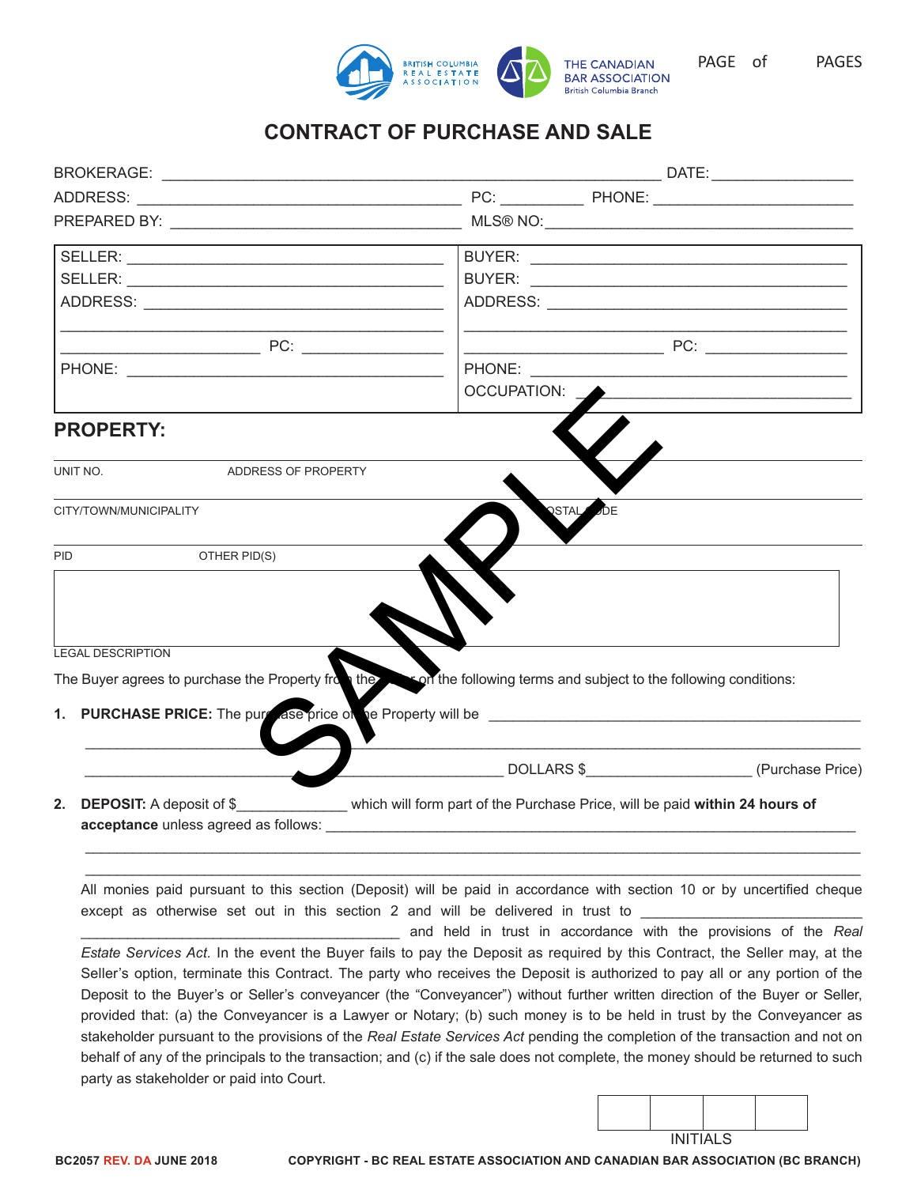# CONTRACT OF PURCHASE AND SALE

BROKERAGE: ____________________________________________________________ DATE: ________________

ADDRESS: ________________________________________ PC: __________ PHONE: ________________________

PREPARED BY: ___________________________________ MLS® NO: ____________________________________

| | |
|---|---|
| SELLER: ______________________________________ | BUYER: ______________________________________ |
| SELLER: ______________________________________ | BUYER: ______________________________________ |
| ADDRESS: ____________________________________ | ADDRESS: ____________________________________ |
| ______________________________________________ | ______________________________________________ |
| ________________________ PC: _________________ | ________________________ PC: _________________ |
| PHONE: ______________________________________ | PHONE: ______________________________________ |
| | OCCUPATION: _________________________________ |

## PROPERTY:

UNIT NO. ADDRESS OF PROPERTY

CITY/TOWN/MUNICIPALITY POSTAL CODE

PID OTHER PID(S)

LEGAL DESCRIPTION

The Buyer agrees to purchase the Property from the Seller on the following terms and subject to the following conditions:

1. **PURCHASE PRICE:** The purchase price of the Property will be ______________________________________________

_____________________________________________________________________________________________

_______________________________________________________ DOLLARS $____________________ (Purchase Price)

2. **DEPOSIT:** A deposit of $_____________ which will form part of the Purchase Price, will be paid **within 24 hours of acceptance** unless agreed as follows: ___________________________________________________________________

_____________________________________________________________________________________________

_____________________________________________________________________________________________

All monies paid pursuant to this section (Deposit) will be paid in accordance with section 10 or by uncertified cheque except as otherwise set out in this section 2 and will be delivered in trust to ___________________________ ________________________________________ and held in trust in accordance with the provisions of the *Real Estate Services Act*. In the event the Buyer fails to pay the Deposit as required by this Contract, the Seller may, at the Seller's option, terminate this Contract. The party who receives the Deposit is authorized to pay all or any portion of the Deposit to the Buyer's or Seller's conveyancer (the "Conveyancer") without further written direction of the Buyer or Seller, provided that: (a) the Conveyancer is a Lawyer or Notary; (b) such money is to be held in trust by the Conveyancer as stakeholder pursuant to the provisions of the *Real Estate Services Act* pending the completion of the transaction and not on behalf of any of the principals to the transaction; and (c) if the sale does not complete, the money should be returned to such party as stakeholder or paid into Court.

INITIALS

BC2057 REV. DA JUNE 2018 COPYRIGHT - BC REAL ESTATE ASSOCIATION AND CANADIAN BAR ASSOCIATION (BC BRANCH)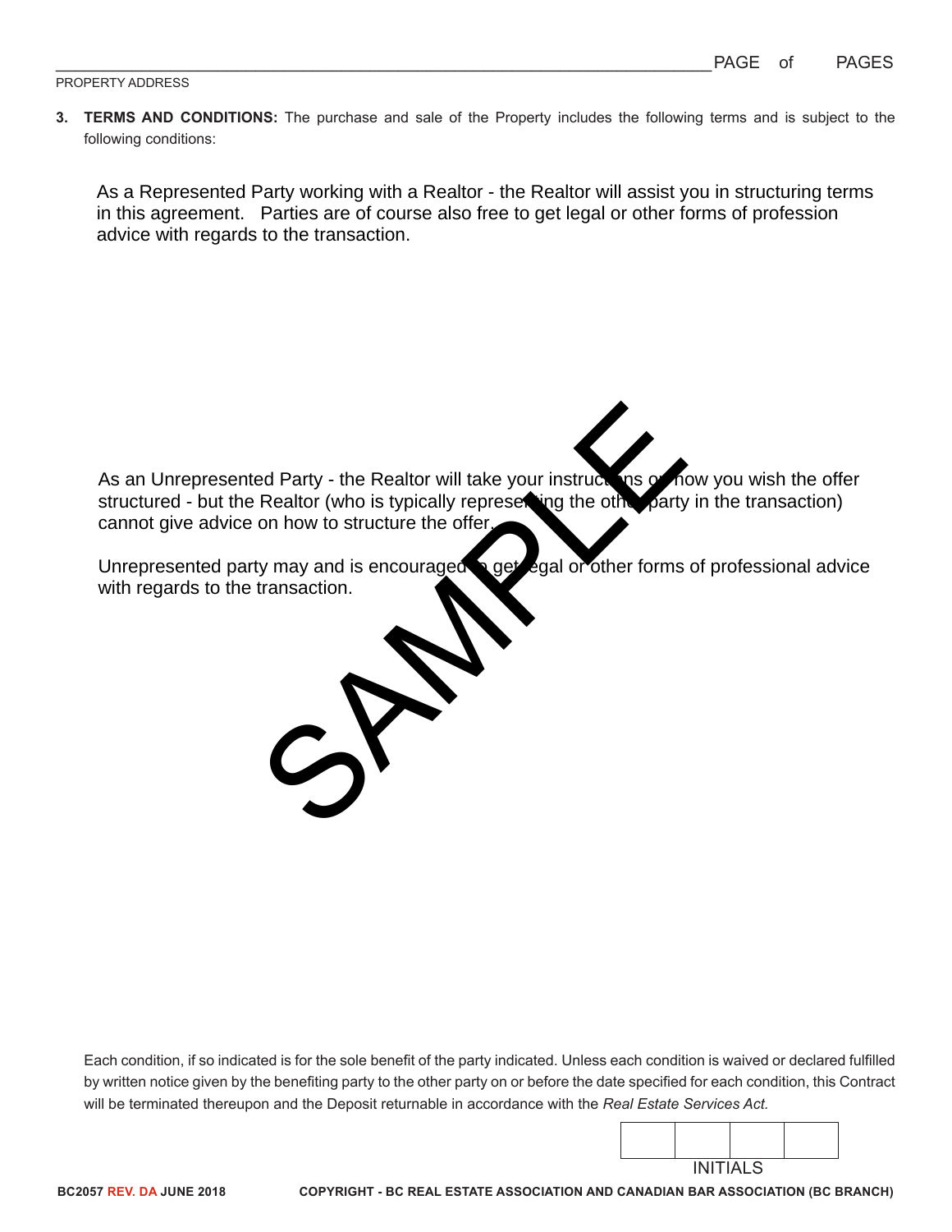PROPERTY ADDRESS

**3. TERMS AND CONDITIONS:** The purchase and sale of the Property includes the following terms and is subject to the following conditions:

As a Represented Party working with a Realtor - the Realtor will assist you in structuring terms in this agreement. Parties are of course also free to get legal or other forms of profession advice with regards to the transaction.

As an Unrepresented Party - the Realtor will take your instructions on how you wish the offer structured - but the Realtor (who is typically representing the other party in the transaction) cannot give advice on how to structure the offer.

Unrepresented party may and is encouraged to get legal or other forms of professional advice with regards to the transaction.

SAMPLE

Each condition, if so indicated is for the sole benefit of the party indicated. Unless each condition is waived or declared fulfilled by written notice given by the benefiting party to the other party on or before the date specified for each condition, this Contract will be terminated thereupon and the Deposit returnable in accordance with the *Real Estate Services Act.*

| | | | |
|---|---|---|---|
| | | | |

INITIALS

**BC2057 REV. DA JUNE 2018** **COPYRIGHT - BC REAL ESTATE ASSOCIATION AND CANADIAN BAR ASSOCIATION (BC BRANCH)**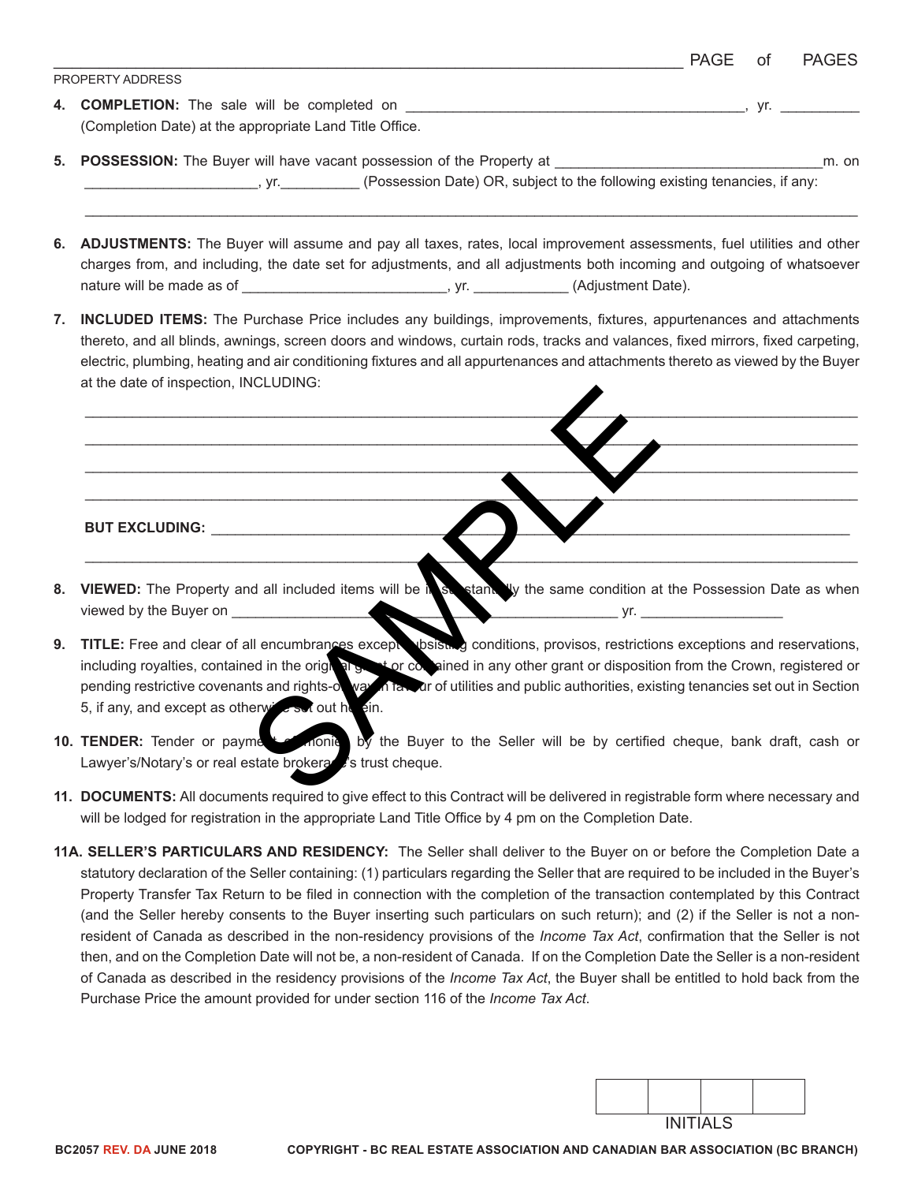\_\_\_\_\_\_\_\_\_\_\_\_\_\_\_\_\_\_\_\_\_\_\_\_\_\_\_\_\_\_\_\_\_\_\_\_\_\_\_\_\_\_\_\_\_\_\_\_\_\_\_\_\_\_\_\_\_\_\_\_\_\_\_\_ PAGE of PAGES

PROPERTY ADDRESS

4. **COMPLETION:** The sale will be completed on \_\_\_\_\_\_\_\_\_\_\_\_\_\_\_\_\_\_\_\_\_\_\_\_\_\_\_\_\_\_\_\_\_\_\_\_\_\_\_\_\_\_\_\_\_, yr. \_\_\_\_\_\_\_\_\_\_ (Completion Date) at the appropriate Land Title Office.

5. **POSSESSION:** The Buyer will have vacant possession of the Property at \_\_\_\_\_\_\_\_\_\_\_\_\_\_\_\_\_\_\_\_\_\_\_\_\_\_\_\_\_\_\_\_\_\_\_m. on \_\_\_\_\_\_\_\_\_\_\_\_\_\_\_\_\_\_\_\_\_\_, yr.\_\_\_\_\_\_\_\_\_\_ (Possession Date) OR, subject to the following existing tenancies, if any:

   \_\_\_\_\_\_\_\_\_\_\_\_\_\_\_\_\_\_\_\_\_\_\_\_\_\_\_\_\_\_\_\_\_\_\_\_\_\_\_\_\_\_\_\_\_\_\_\_\_\_\_\_\_\_\_\_\_\_\_\_\_\_\_\_\_\_\_\_\_\_\_\_\_\_\_\_\_\_\_\_\_\_\_\_\_\_\_\_\_\_\_\_\_\_

6. **ADJUSTMENTS:** The Buyer will assume and pay all taxes, rates, local improvement assessments, fuel utilities and other charges from, and including, the date set for adjustments, and all adjustments both incoming and outgoing of whatsoever nature will be made as of \_\_\_\_\_\_\_\_\_\_\_\_\_\_\_\_\_\_\_\_\_\_\_\_\_\_\_, yr. \_\_\_\_\_\_\_\_\_\_\_\_ (Adjustment Date).

7. **INCLUDED ITEMS:** The Purchase Price includes any buildings, improvements, fixtures, appurtenances and attachments thereto, and all blinds, awnings, screen doors and windows, curtain rods, tracks and valances, fixed mirrors, fixed carpeting, electric, plumbing, heating and air conditioning fixtures and all appurtenances and attachments thereto as viewed by the Buyer at the date of inspection, INCLUDING:

   \_\_\_\_\_\_\_\_\_\_\_\_\_\_\_\_\_\_\_\_\_\_\_\_\_\_\_\_\_\_\_\_\_\_\_\_\_\_\_\_\_\_\_\_\_\_\_\_\_\_\_\_\_\_\_\_\_\_\_\_\_\_\_\_\_\_\_\_\_\_\_\_\_\_\_\_\_\_\_\_\_\_\_\_\_\_\_\_\_\_\_\_\_\_

   \_\_\_\_\_\_\_\_\_\_\_\_\_\_\_\_\_\_\_\_\_\_\_\_\_\_\_\_\_\_\_\_\_\_\_\_\_\_\_\_\_\_\_\_\_\_\_\_\_\_\_\_\_\_\_\_\_\_\_\_\_\_\_\_\_\_\_\_\_\_\_\_\_\_\_\_\_\_\_\_\_\_\_\_\_\_\_\_\_\_\_\_\_\_

   \_\_\_\_\_\_\_\_\_\_\_\_\_\_\_\_\_\_\_\_\_\_\_\_\_\_\_\_\_\_\_\_\_\_\_\_\_\_\_\_\_\_\_\_\_\_\_\_\_\_\_\_\_\_\_\_\_\_\_\_\_\_\_\_\_\_\_\_\_\_\_\_\_\_\_\_\_\_\_\_\_\_\_\_\_\_\_\_\_\_\_\_\_\_

   \_\_\_\_\_\_\_\_\_\_\_\_\_\_\_\_\_\_\_\_\_\_\_\_\_\_\_\_\_\_\_\_\_\_\_\_\_\_\_\_\_\_\_\_\_\_\_\_\_\_\_\_\_\_\_\_\_\_\_\_\_\_\_\_\_\_\_\_\_\_\_\_\_\_\_\_\_\_\_\_\_\_\_\_\_\_\_\_\_\_\_\_\_\_

   **BUT EXCLUDING:** \_\_\_\_\_\_\_\_\_\_\_\_\_\_\_\_\_\_\_\_\_\_\_\_\_\_\_\_\_\_\_\_\_\_\_\_\_\_\_\_\_\_\_\_\_\_\_\_\_\_\_\_\_\_\_\_\_\_\_\_\_\_\_\_\_\_\_\_\_\_\_\_\_\_\_\_\_\_\_\_\_

   \_\_\_\_\_\_\_\_\_\_\_\_\_\_\_\_\_\_\_\_\_\_\_\_\_\_\_\_\_\_\_\_\_\_\_\_\_\_\_\_\_\_\_\_\_\_\_\_\_\_\_\_\_\_\_\_\_\_\_\_\_\_\_\_\_\_\_\_\_\_\_\_\_\_\_\_\_\_\_\_\_\_\_\_\_\_\_\_\_\_\_\_\_\_

8. **VIEWED:** The Property and all included items will be in substantially the same condition at the Possession Date as when viewed by the Buyer on \_\_\_\_\_\_\_\_\_\_\_\_\_\_\_\_\_\_\_\_\_\_\_\_\_\_\_\_\_\_\_\_\_\_\_\_\_\_\_\_\_\_\_\_\_\_\_\_\_\_\_\_ yr. \_\_\_\_\_\_\_\_\_\_\_\_\_\_\_\_\_\_

9. **TITLE:** Free and clear of all encumbrances except subsisting conditions, provisos, restrictions exceptions and reservations, including royalties, contained in the original grant or contained in any other grant or disposition from the Crown, registered or pending restrictive covenants and rights-of-way in favour of utilities and public authorities, existing tenancies set out in Section 5, if any, and except as otherwise set out herein.

10. **TENDER:** Tender or payment of monies by the Buyer to the Seller will be by certified cheque, bank draft, cash or Lawyer's/Notary's or real estate brokerage's trust cheque.

11. **DOCUMENTS:** All documents required to give effect to this Contract will be delivered in registrable form where necessary and will be lodged for registration in the appropriate Land Title Office by 4 pm on the Completion Date.

11A. **SELLER'S PARTICULARS AND RESIDENCY:** The Seller shall deliver to the Buyer on or before the Completion Date a statutory declaration of the Seller containing: (1) particulars regarding the Seller that are required to be included in the Buyer's Property Transfer Tax Return to be filed in connection with the completion of the transaction contemplated by this Contract (and the Seller hereby consents to the Buyer inserting such particulars on such return); and (2) if the Seller is not a non-resident of Canada as described in the non-residency provisions of the *Income Tax Act*, confirmation that the Seller is not then, and on the Completion Date will not be, a non-resident of Canada. If on the Completion Date the Seller is a non-resident of Canada as described in the residency provisions of the *Income Tax Act*, the Buyer shall be entitled to hold back from the Purchase Price the amount provided for under section 116 of the *Income Tax Act*.

| | | | |
|---|---|---|---|
| | | | |

INITIALS

BC2057 REV. DA JUNE 2018 COPYRIGHT - BC REAL ESTATE ASSOCIATION AND CANADIAN BAR ASSOCIATION (BC BRANCH)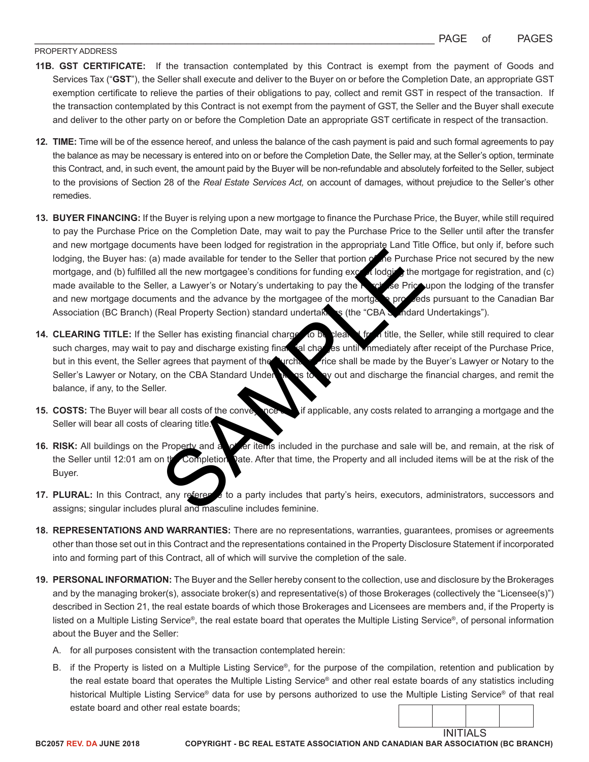PROPERTY ADDRESS

**11B. GST CERTIFICATE:** If the transaction contemplated by this Contract is exempt from the payment of Goods and Services Tax ("**GST**"), the Seller shall execute and deliver to the Buyer on or before the Completion Date, an appropriate GST exemption certificate to relieve the parties of their obligations to pay, collect and remit GST in respect of the transaction. If the transaction contemplated by this Contract is not exempt from the payment of GST, the Seller and the Buyer shall execute and deliver to the other party on or before the Completion Date an appropriate GST certificate in respect of the transaction.

**12. TIME:** Time will be of the essence hereof, and unless the balance of the cash payment is paid and such formal agreements to pay the balance as may be necessary is entered into on or before the Completion Date, the Seller may, at the Seller's option, terminate this Contract, and, in such event, the amount paid by the Buyer will be non-refundable and absolutely forfeited to the Seller, subject to the provisions of Section 28 of the *Real Estate Services Act,* on account of damages, without prejudice to the Seller's other remedies.

**13. BUYER FINANCING:** If the Buyer is relying upon a new mortgage to finance the Purchase Price, the Buyer, while still required to pay the Purchase Price on the Completion Date, may wait to pay the Purchase Price to the Seller until after the transfer and new mortgage documents have been lodged for registration in the appropriate Land Title Office, but only if, before such lodging, the Buyer has: (a) made available for tender to the Seller that portion of the Purchase Price not secured by the new mortgage, and (b) fulfilled all the new mortgagee's conditions for funding except lodging the mortgage for registration, and (c) made available to the Seller, a Lawyer's or Notary's undertaking to pay the Purchase Price upon the lodging of the transfer and new mortgage documents and the advance by the mortgagee of the mortgage proceeds pursuant to the Canadian Bar Association (BC Branch) (Real Property Section) standard undertakings (the "CBA Standard Undertakings").

**14. CLEARING TITLE:** If the Seller has existing financial charges to be cleared from title, the Seller, while still required to clear such charges, may wait to pay and discharge existing financial charges until immediately after receipt of the Purchase Price, but in this event, the Seller agrees that payment of the Purchase Price shall be made by the Buyer's Lawyer or Notary to the Seller's Lawyer or Notary, on the CBA Standard Undertakings to pay out and discharge the financial charges, and remit the balance, if any, to the Seller.

**15. COSTS:** The Buyer will bear all costs of the conveyance and, if applicable, any costs related to arranging a mortgage and the Seller will bear all costs of clearing title.

**16. RISK:** All buildings on the Property and all other items included in the purchase and sale will be, and remain, at the risk of the Seller until 12:01 am on the Completion Date. After that time, the Property and all included items will be at the risk of the Buyer.

**17. PLURAL:** In this Contract, any reference to a party includes that party's heirs, executors, administrators, successors and assigns; singular includes plural and masculine includes feminine.

**18. REPRESENTATIONS AND WARRANTIES:** There are no representations, warranties, guarantees, promises or agreements other than those set out in this Contract and the representations contained in the Property Disclosure Statement if incorporated into and forming part of this Contract, all of which will survive the completion of the sale.

**19. PERSONAL INFORMATION:** The Buyer and the Seller hereby consent to the collection, use and disclosure by the Brokerages and by the managing broker(s), associate broker(s) and representative(s) of those Brokerages (collectively the "Licensee(s)") described in Section 21, the real estate boards of which those Brokerages and Licensees are members and, if the Property is listed on a Multiple Listing Service®, the real estate board that operates the Multiple Listing Service®, of personal information about the Buyer and the Seller:

A. for all purposes consistent with the transaction contemplated herein:

B. if the Property is listed on a Multiple Listing Service®, for the purpose of the compilation, retention and publication by the real estate board that operates the Multiple Listing Service® and other real estate boards of any statistics including historical Multiple Listing Service® data for use by persons authorized to use the Multiple Listing Service® of that real estate board and other real estate boards;

| | | | |
|---|---|---|---|
| | | | |

INITIALS

BC2057 REV. DA JUNE 2018 COPYRIGHT - BC REAL ESTATE ASSOCIATION AND CANADIAN BAR ASSOCIATION (BC BRANCH)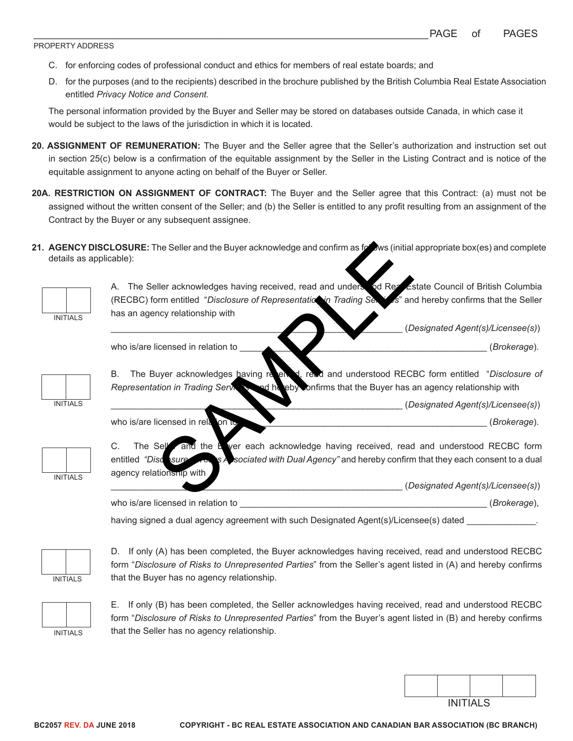PROPERTY ADDRESS ______________________________

C. for enforcing codes of professional conduct and ethics for members of real estate boards; and

D. for the purposes (and to the recipients) described in the brochure published by the British Columbia Real Estate Association entitled *Privacy Notice and Consent.*

The personal information provided by the Buyer and Seller may be stored on databases outside Canada, in which case it would be subject to the laws of the jurisdiction in which it is located.

**20. ASSIGNMENT OF REMUNERATION:** The Buyer and the Seller agree that the Seller's authorization and instruction set out in section 25(c) below is a confirmation of the equitable assignment by the Seller in the Listing Contract and is notice of the equitable assignment to anyone acting on behalf of the Buyer or Seller.

**20A. RESTRICTION ON ASSIGNMENT OF CONTRACT:** The Buyer and the Seller agree that this Contract: (a) must not be assigned without the written consent of the Seller; and (b) the Seller is entitled to any profit resulting from an assignment of the Contract by the Buyer or any subsequent assignee.

**21. AGENCY DISCLOSURE:** The Seller and the Buyer acknowledge and confirm as follows (initial appropriate box(es) and complete details as applicable):

INITIALS

A. The Seller acknowledges having received, read and understood Real Estate Council of British Columbia (RECBC) form entitled "*Disclosure of Representation in Trading Services*" and hereby confirms that the Seller has an agency relationship with

______________________________ (*Designated Agent(s)/Licensee(s)*)

who is/are licensed in relation to ______________________________ (*Brokerage*).

INITIALS

B. The Buyer acknowledges having received, read and understood RECBC form entitled "*Disclosure of Representation in Trading Services*" and hereby confirms that the Buyer has an agency relationship with

______________________________ (*Designated Agent(s)/Licensee(s)*)

who is/are licensed in relation to ______________________________ (*Brokerage*).

INITIALS

C. The Seller and the Buyer each acknowledge having received, read and understood RECBC form entitled *"Disclosure of Risks Associated with Dual Agency"* and hereby confirm that they each consent to a dual agency relationship with

______________________________ (*Designated Agent(s)/Licensee(s)*)

who is/are licensed in relation to ______________________________ (*Brokerage*),

having signed a dual agency agreement with such Designated Agent(s)/Licensee(s) dated ______________.

INITIALS

D. If only (A) has been completed, the Buyer acknowledges having received, read and understood RECBC form "*Disclosure of Risks to Unrepresented Parties*" from the Seller's agent listed in (A) and hereby confirms that the Buyer has no agency relationship.

INITIALS

E. If only (B) has been completed, the Seller acknowledges having received, read and understood RECBC form "*Disclosure of Risks to Unrepresented Parties*" from the Buyer's agent listed in (B) and hereby confirms that the Seller has no agency relationship.

INITIALS

BC2057 REV. DA JUNE 2018 — COPYRIGHT - BC REAL ESTATE ASSOCIATION AND CANADIAN BAR ASSOCIATION (BC BRANCH)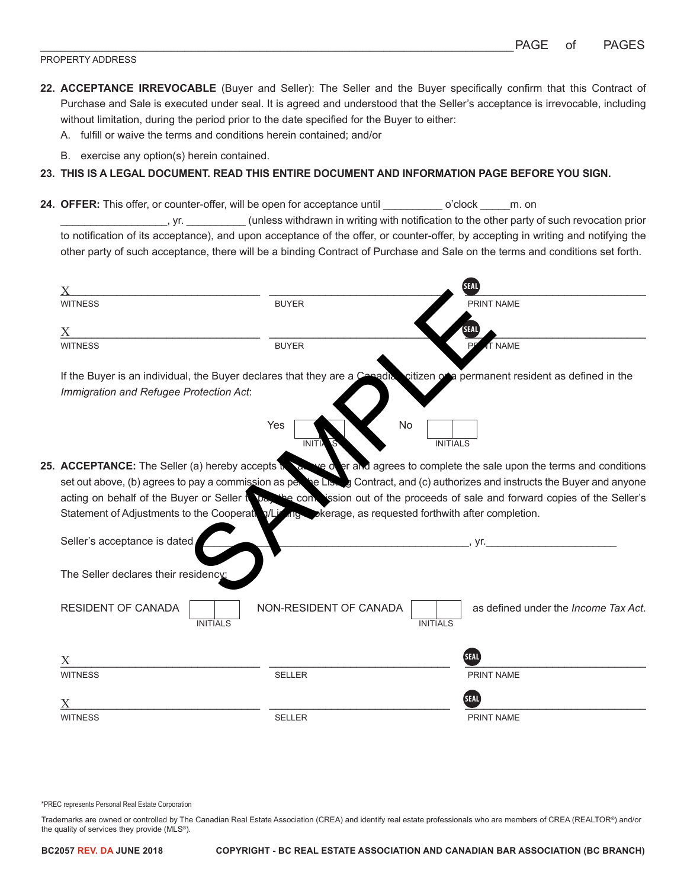PROPERTY ADDRESS

**22. ACCEPTANCE IRREVOCABLE** (Buyer and Seller): The Seller and the Buyer specifically confirm that this Contract of Purchase and Sale is executed under seal. It is agreed and understood that the Seller's acceptance is irrevocable, including without limitation, during the period prior to the date specified for the Buyer to either:

A. fulfill or waive the terms and conditions herein contained; and/or

B. exercise any option(s) herein contained.

**23. THIS IS A LEGAL DOCUMENT. READ THIS ENTIRE DOCUMENT AND INFORMATION PAGE BEFORE YOU SIGN.**

**24. OFFER:** This offer, or counter-offer, will be open for acceptance until __________ o'clock _____m. on __________________, yr. __________ (unless withdrawn in writing with notification to the other party of such revocation prior to notification of its acceptance), and upon acceptance of the offer, or counter-offer, by accepting in writing and notifying the other party of such acceptance, there will be a binding Contract of Purchase and Sale on the terms and conditions set forth.

X______________________________ ______________________________ SEAL ______________________________
WITNESS BUYER PRINT NAME

X______________________________ ______________________________ SEAL ______________________________
WITNESS BUYER PRINT NAME

If the Buyer is an individual, the Buyer declares that they are a Canadian citizen or a permanent resident as defined in the *Immigration and Refugee Protection Act*:

Yes [ | ] INITIALS No [ | ] INITIALS

**25. ACCEPTANCE:** The Seller (a) hereby accepts the above offer and agrees to complete the sale upon the terms and conditions set out above, (b) agrees to pay a commission as per the Listing Contract, and (c) authorizes and instructs the Buyer and anyone acting on behalf of the Buyer or Seller to pay the commission out of the proceeds of sale and forward copies of the Seller's Statement of Adjustments to the Cooperating/Listing Brokerage, as requested forthwith after completion.

Seller's acceptance is dated ______________________________________________, yr.______________________

The Seller declares their residency:

RESIDENT OF CANADA [ | ] INITIALS NON-RESIDENT OF CANADA [ | ] INITIALS as defined under the *Income Tax Act*.

X______________________________ ______________________________ SEAL ______________________________
WITNESS SELLER PRINT NAME

X______________________________ ______________________________ SEAL ______________________________
WITNESS SELLER PRINT NAME

*PREC represents Personal Real Estate Corporation

Trademarks are owned or controlled by The Canadian Real Estate Association (CREA) and identify real estate professionals who are members of CREA (REALTOR®) and/or the quality of services they provide (MLS®).

**BC2057 REV. DA JUNE 2018** **COPYRIGHT - BC REAL ESTATE ASSOCIATION AND CANADIAN BAR ASSOCIATION (BC BRANCH)**